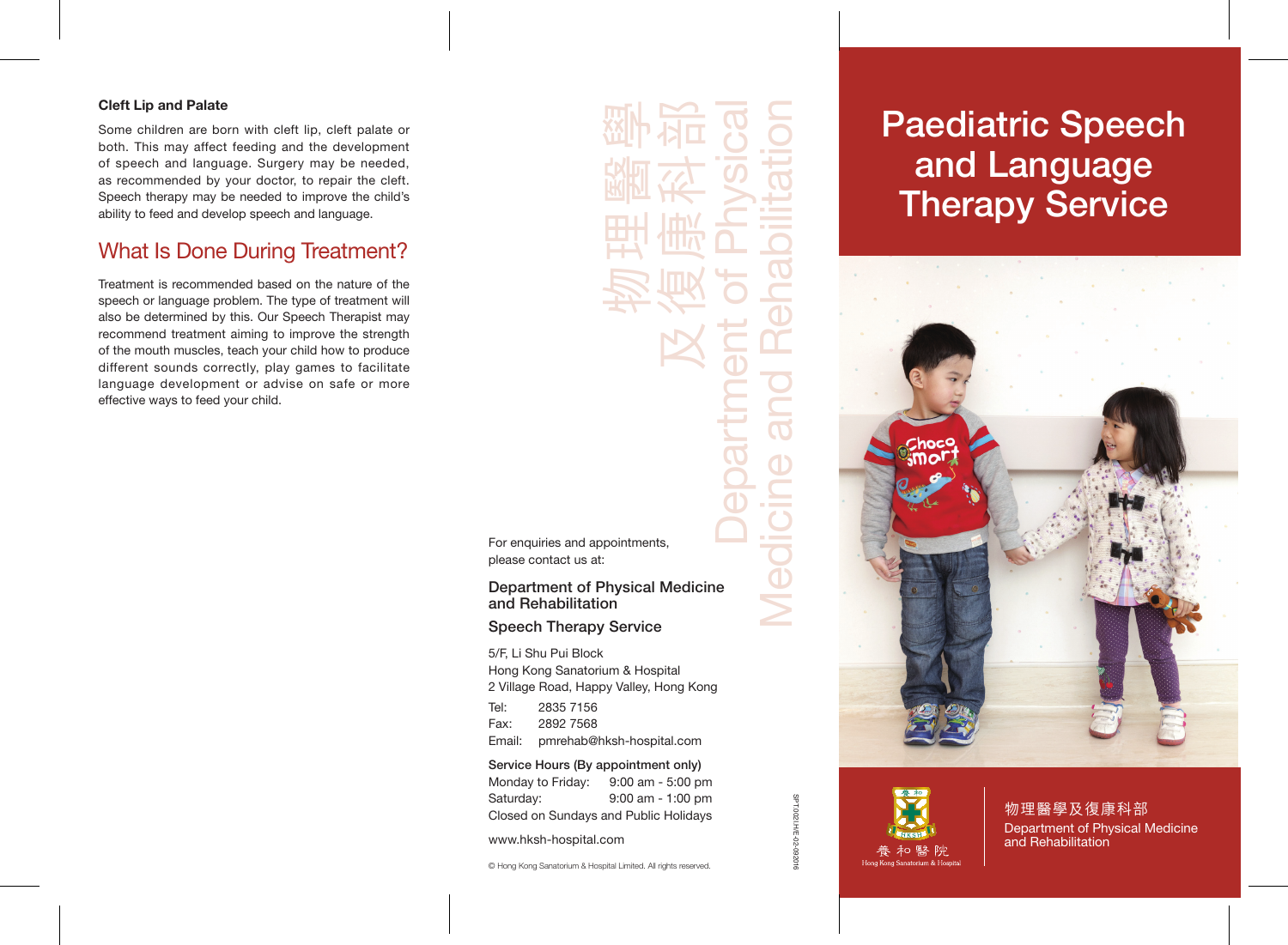### Cleft Lip and Palate

Some children are born with cleft lip, cleft palate or both. This may affect feeding and the development of speech and language. Surgery may be needed, as recommended by your doctor, to repair the cleft. Speech therapy may be needed to improve the child's ability to feed and develop speech and language.

## What Is Done During Treatment?

Treatment is recommended based on the nature of the speech or language problem. The type of treatment will also be determined by this. Our Speech Therapist may recommend treatment aiming to improve the strength of the mouth muscles, teach your child how to produce different sounds correctly, play games to facilitate language development or advise on safe or more effective ways to feed your child.

物理醫學及復康科部

Department of Physical Medicine and Rehabilitation

For enquiries and appointments, please contact us at:

### Department of Physical Medicine and Rehabilitation

### Speech Therapy Service

5/F, Li Shu Pui Block
Hong Kong Sanatorium & Hospital
2 Village Road, Happy Valley, Hong Kong

Tel: 2835 7156
Fax: 2892 7568
Email: pmrehab@hksh-hospital.com

**Service Hours (By appointment only)**

Monday to Friday: 9:00 am - 5:00 pm
Saturday: 9:00 am - 1:00 pm
Closed on Sundays and Public Holidays

www.hksh-hospital.com

© Hong Kong Sanatorium & Hospital Limited. All rights reserved.

SPT.002I.H/E-02-092016

# Paediatric Speech and Language Therapy Service

養和醫院
Hong Kong Sanatorium & Hospital

物理醫學及復康科部
Department of Physical Medicine and Rehabilitation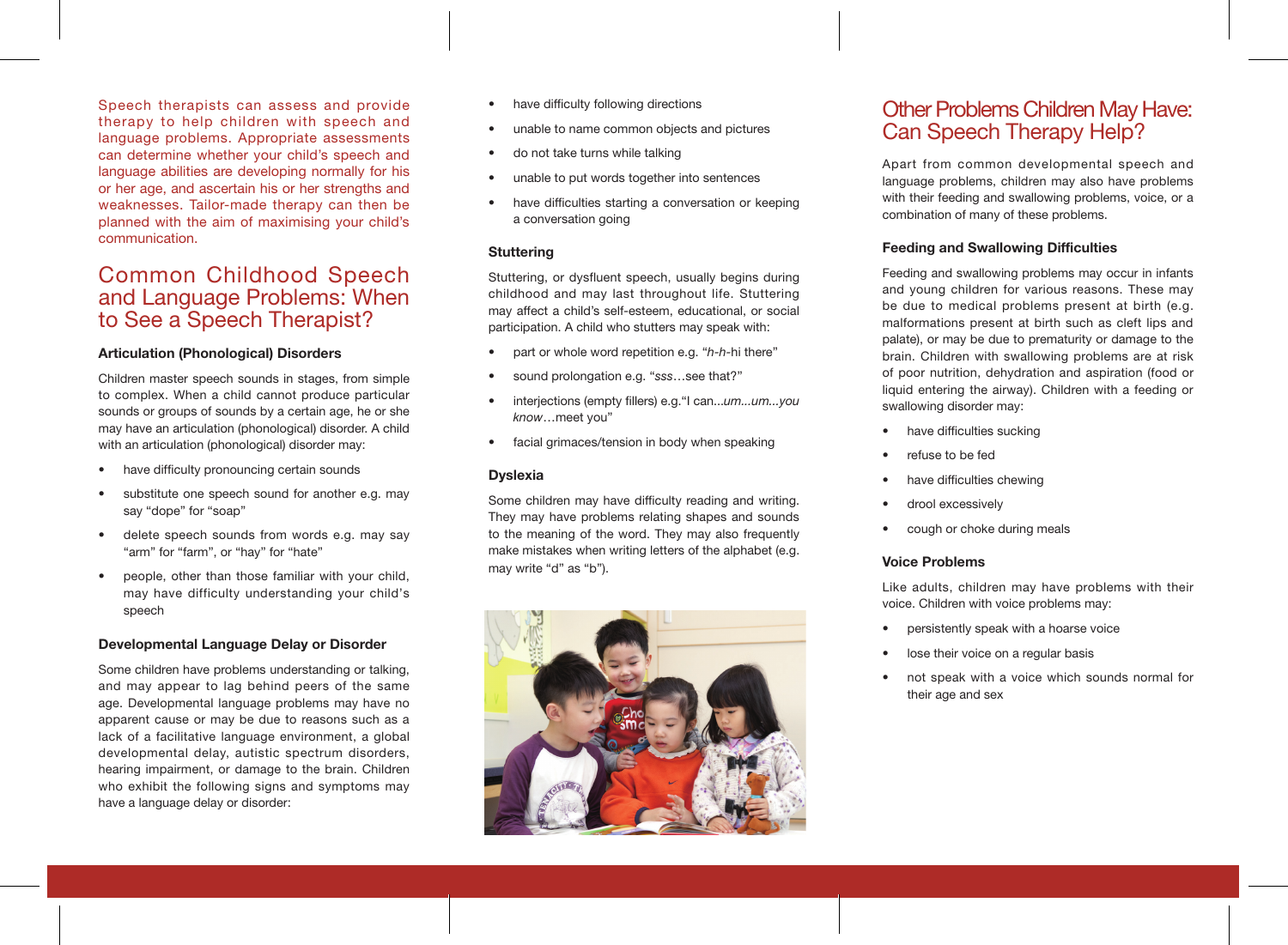Speech therapists can assess and provide therapy to help children with speech and language problems. Appropriate assessments can determine whether your child's speech and language abilities are developing normally for his or her age, and ascertain his or her strengths and weaknesses. Tailor-made therapy can then be planned with the aim of maximising your child's communication.

## Common Childhood Speech and Language Problems: When to See a Speech Therapist?

### Articulation (Phonological) Disorders

Children master speech sounds in stages, from simple to complex. When a child cannot produce particular sounds or groups of sounds by a certain age, he or she may have an articulation (phonological) disorder. A child with an articulation (phonological) disorder may:

- have difficulty pronouncing certain sounds
- substitute one speech sound for another e.g. may say "dope" for "soap"
- delete speech sounds from words e.g. may say "arm" for "farm", or "hay" for "hate"
- people, other than those familiar with your child, may have difficulty understanding your child's speech

### Developmental Language Delay or Disorder

Some children have problems understanding or talking, and may appear to lag behind peers of the same age. Developmental language problems may have no apparent cause or may be due to reasons such as a lack of a facilitative language environment, a global developmental delay, autistic spectrum disorders, hearing impairment, or damage to the brain. Children who exhibit the following signs and symptoms may have a language delay or disorder:

- have difficulty following directions
- unable to name common objects and pictures
- do not take turns while talking
- unable to put words together into sentences
- have difficulties starting a conversation or keeping a conversation going

### Stuttering

Stuttering, or dysfluent speech, usually begins during childhood and may last throughout life. Stuttering may affect a child's self-esteem, educational, or social participation. A child who stutters may speak with:

- part or whole word repetition e.g. "*h-h*-hi there"
- sound prolongation e.g. "*sss*…see that?"
- interjections (empty fillers) e.g."I can...*um...um...you know*…meet you"
- facial grimaces/tension in body when speaking

### Dyslexia

Some children may have difficulty reading and writing. They may have problems relating shapes and sounds to the meaning of the word. They may also frequently make mistakes when writing letters of the alphabet (e.g. may write "d" as "b").

## Other Problems Children May Have: Can Speech Therapy Help?

Apart from common developmental speech and language problems, children may also have problems with their feeding and swallowing problems, voice, or a combination of many of these problems.

### Feeding and Swallowing Difficulties

Feeding and swallowing problems may occur in infants and young children for various reasons. These may be due to medical problems present at birth (e.g. malformations present at birth such as cleft lips and palate), or may be due to prematurity or damage to the brain. Children with swallowing problems are at risk of poor nutrition, dehydration and aspiration (food or liquid entering the airway). Children with a feeding or swallowing disorder may:

- have difficulties sucking
- refuse to be fed
- have difficulties chewing
- drool excessively
- cough or choke during meals

### Voice Problems

Like adults, children may have problems with their voice. Children with voice problems may:

- persistently speak with a hoarse voice
- lose their voice on a regular basis
- not speak with a voice which sounds normal for their age and sex